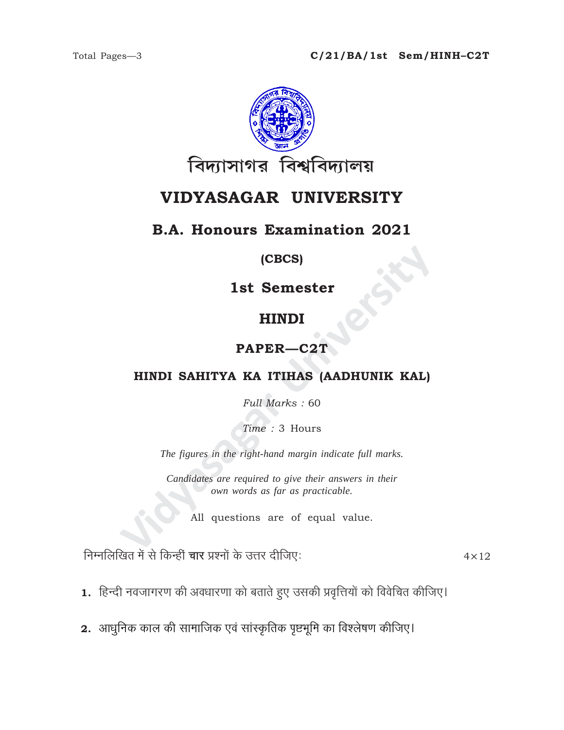Total Pages—3

**C/21/BA/1st Sem/HINH–C2T**

বিদ্যাসাগর বিশ্ববিদ্যালয়

# VIDYASAGAR UNIVERSITY

## B.A. Honours Examination 2021

**(CBCS)**

**1st Semester**

**HINDI**

**PAPER—C2T**

**HINDI SAHITYA KA ITIHAS (AADHUNIK KAL)**

*Full Marks* : 60

*Time* : 3 Hours

*The figures in the right-hand margin indicate full marks.*

*Candidates are required to give their answers in their own words as far as practicable.*

All questions are of equal value.

निम्नलिखित में से किन्हीं **चार** प्रश्नों के उत्तर दीजिए: $4 \times 12$

**1.** हिन्दी नवजागरण की अवधारणा को बताते हुए उसकी प्रवृत्तियों को विवेचित कीजिए।

**2.** आधुनिक काल की सामाजिक एवं सांस्कृतिक पृष्ठभूमि का विश्लेषण कीजिए।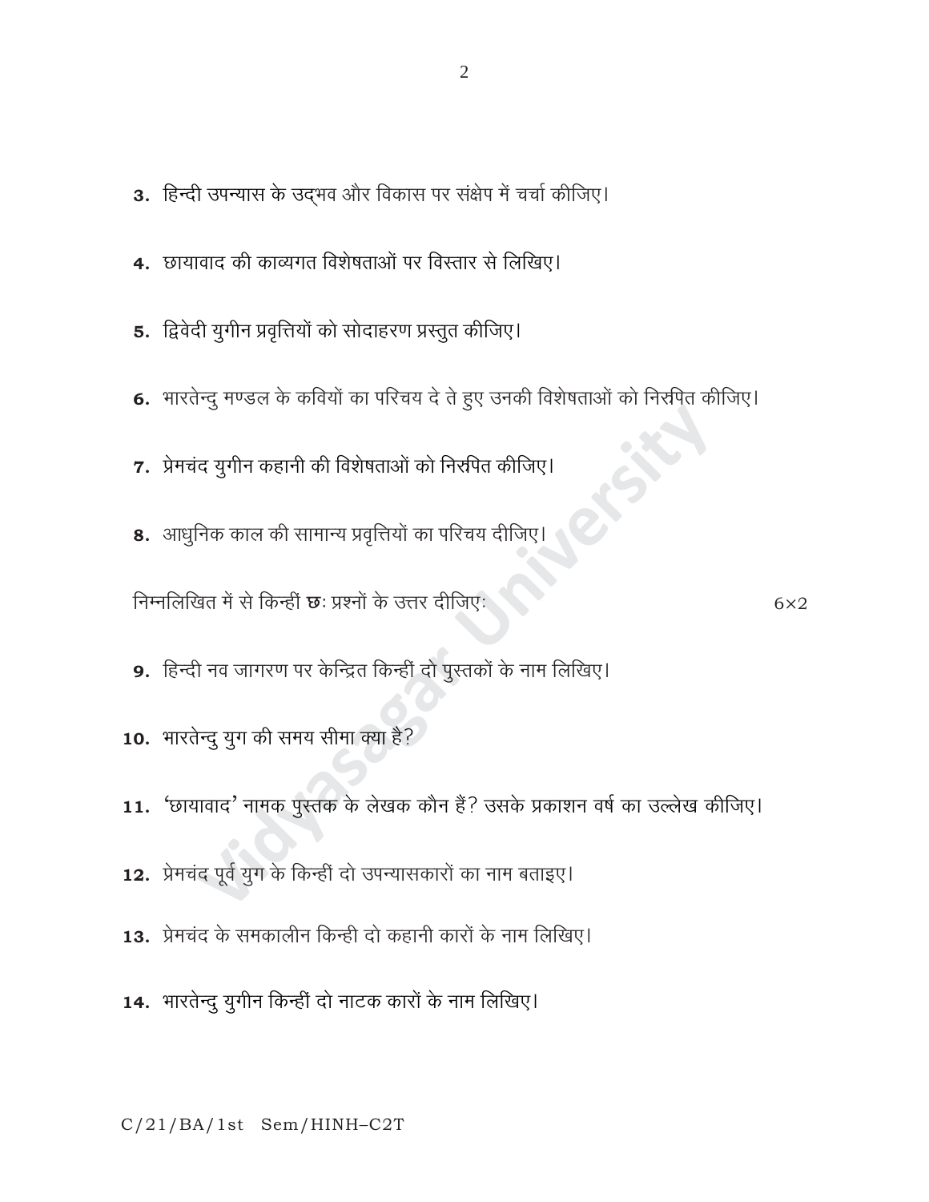3. हिन्दी उपन्यास के उद्भव और विकास पर संक्षेप में चर्चा कीजिए।

4. छायावाद की काव्यगत विशेषताओं पर विस्तार से लिखिए।

5. द्विवेदी युगीन प्रवृत्तियों को सोदाहरण प्रस्तुत कीजिए।

6. भारतेन्दु मण्डल के कवियों का परिचय दे ते हुए उनकी विशेषताओं को निरूपित कीजिए।

7. प्रेमचंद युगीन कहानी की विशेषताओं को निरूपित कीजिए।

8. आधुनिक काल की सामान्य प्रवृत्तियों का परिचय दीजिए।

निम्नलिखित में से किन्हीं **छः** प्रश्नों के उत्तर दीजिएः $6 \times 2$

9. हिन्दी नव जागरण पर केन्द्रित किन्हीं दो पुस्तकों के नाम लिखिए।

10. भारतेन्दु युग की समय सीमा क्या है?

11. 'छायावाद' नामक पुस्तक के लेखक कौन हैं? उसके प्रकाशन वर्ष का उल्लेख कीजिए।

12. प्रेमचंद पूर्व युग के किन्हीं दो उपन्यासकारों का नाम बताइए।

13. प्रेमचंद के समकालीन किन्ही दो कहानी कारों के नाम लिखिए।

14. भारतेन्दु युगीन किन्हीं दो नाटक कारों के नाम लिखिए।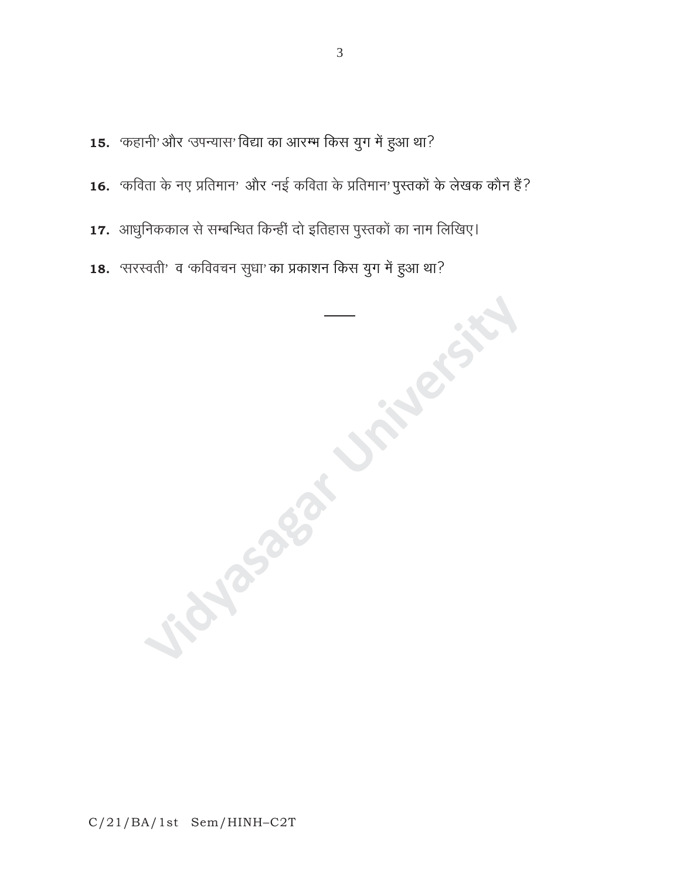15. 'कहानी' और 'उपन्यास' विद्या का आरम्भ किस युग में हुआ था?

16. 'कविता के नए प्रतिमान' और 'नई कविता के प्रतिमान' पुस्तकों के लेखक कौन हैं?

17. आधुनिककाल से सम्बन्धित किन्हीं दो इतिहास पुस्तकों का नाम लिखिए।

18. 'सरस्वती' व 'कविवचन सुधा' का प्रकाशन किस युग में हुआ था?

---

C/21/BA/1st Sem/HINH–C2T